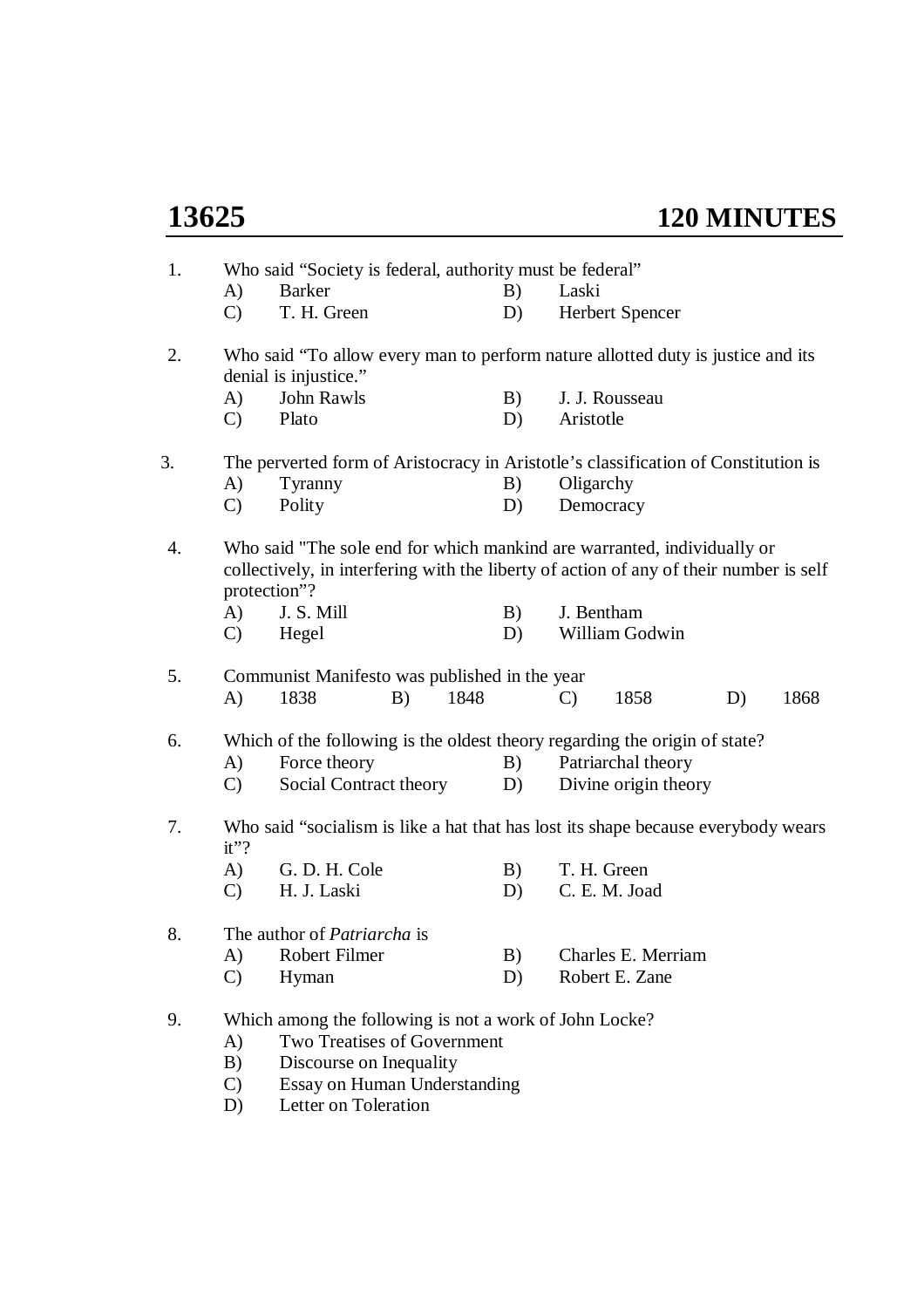# 13625 — 120 MINUTES

1. Who said "Society is federal, authority must be federal"
   - A) Barker
   - B) Laski
   - C) T. H. Green
   - D) Herbert Spencer

2. Who said "To allow every man to perform nature allotted duty is justice and its denial is injustice."
   - A) John Rawls
   - B) J. J. Rousseau
   - C) Plato
   - D) Aristotle

3. The perverted form of Aristocracy in Aristotle's classification of Constitution is
   - A) Tyranny
   - B) Oligarchy
   - C) Polity
   - D) Democracy

4. Who said "The sole end for which mankind are warranted, individually or collectively, in interfering with the liberty of action of any of their number is self protection"?
   - A) J. S. Mill
   - B) J. Bentham
   - C) Hegel
   - D) William Godwin

5. Communist Manifesto was published in the year
   - A) 1838
   - B) 1848
   - C) 1858
   - D) 1868

6. Which of the following is the oldest theory regarding the origin of state?
   - A) Force theory
   - B) Patriarchal theory
   - C) Social Contract theory
   - D) Divine origin theory

7. Who said "socialism is like a hat that has lost its shape because everybody wears it"?
   - A) G. D. H. Cole
   - B) T. H. Green
   - C) H. J. Laski
   - D) C. E. M. Joad

8. The author of *Patriarcha* is
   - A) Robert Filmer
   - B) Charles E. Merriam
   - C) Hyman
   - D) Robert E. Zane

9. Which among the following is not a work of John Locke?
   - A) Two Treatises of Government
   - B) Discourse on Inequality
   - C) Essay on Human Understanding
   - D) Letter on Toleration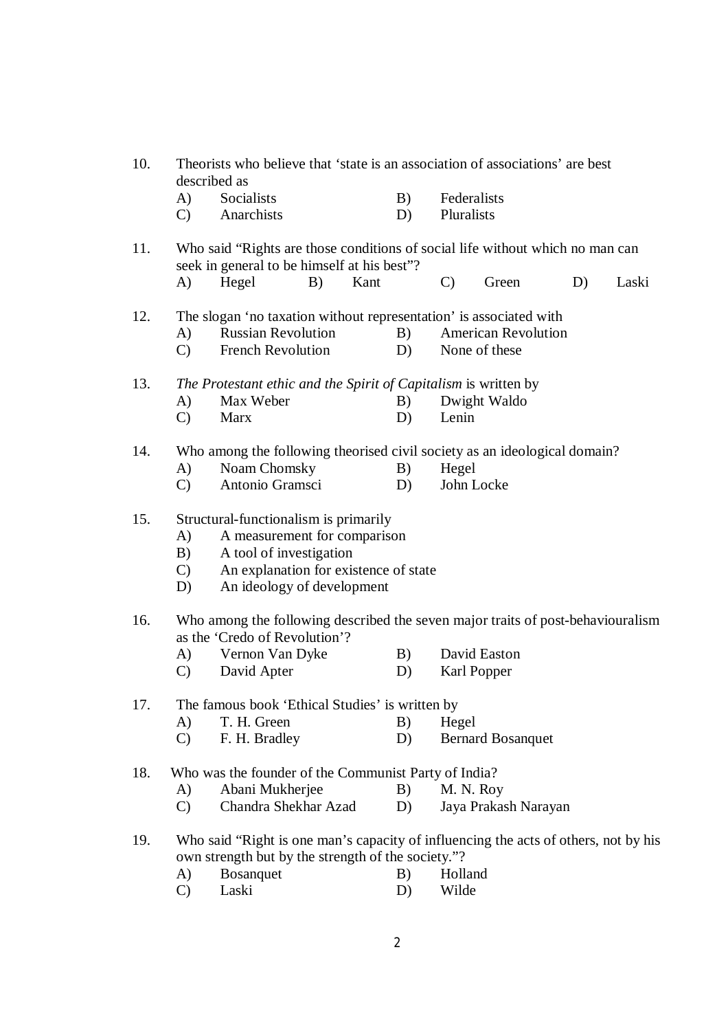10. Theorists who believe that 'state is an association of associations' are best described as

    A) Socialists  B) Federalists

    C) Anarchists  D) Pluralists

11. Who said "Rights are those conditions of social life without which no man can seek in general to be himself at his best"?

    A) Hegel  B) Kant  C) Green  D) Laski

12. The slogan 'no taxation without representation' is associated with

    A) Russian Revolution  B) American Revolution

    C) French Revolution  D) None of these

13. *The Protestant ethic and the Spirit of Capitalism* is written by

    A) Max Weber  B) Dwight Waldo

    C) Marx  D) Lenin

14. Who among the following theorised civil society as an ideological domain?

    A) Noam Chomsky  B) Hegel

    C) Antonio Gramsci  D) John Locke

15. Structural-functionalism is primarily

    A) A measurement for comparison

    B) A tool of investigation

    C) An explanation for existence of state

    D) An ideology of development

16. Who among the following described the seven major traits of post-behaviouralism as the 'Credo of Revolution'?

    A) Vernon Van Dyke  B) David Easton

    C) David Apter  D) Karl Popper

17. The famous book 'Ethical Studies' is written by

    A) T. H. Green  B) Hegel

    C) F. H. Bradley  D) Bernard Bosanquet

18. Who was the founder of the Communist Party of India?

    A) Abani Mukherjee  B) M. N. Roy

    C) Chandra Shekhar Azad  D) Jaya Prakash Narayan

19. Who said "Right is one man's capacity of influencing the acts of others, not by his own strength but by the strength of the society."?

    A) Bosanquet  B) Holland

    C) Laski  D) Wilde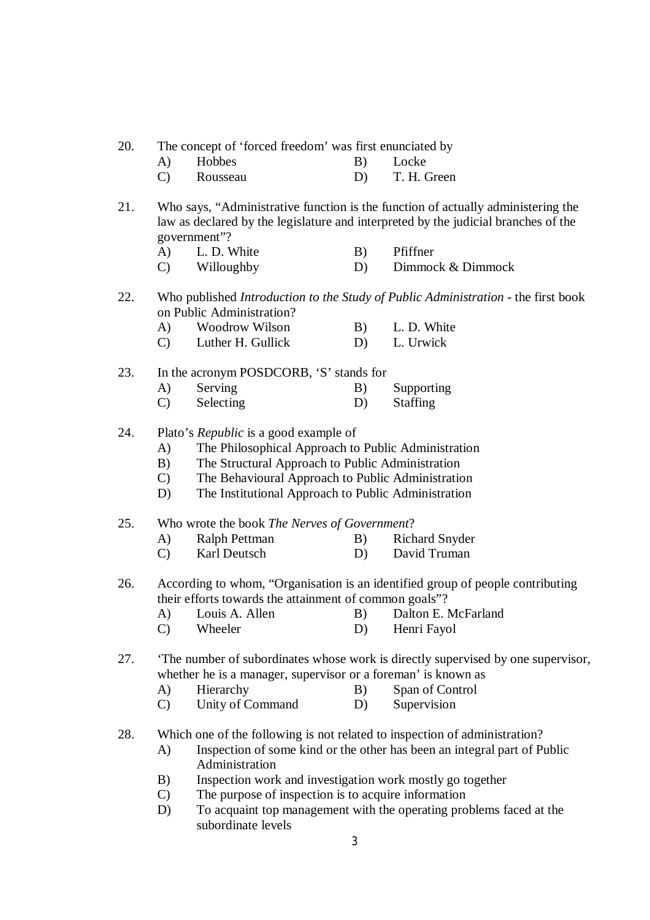20. The concept of 'forced freedom' was first enunciated by
    - A) Hobbes
    - B) Locke
    - C) Rousseau
    - D) T. H. Green

21. Who says, "Administrative function is the function of actually administering the law as declared by the legislature and interpreted by the judicial branches of the government"?
    - A) L. D. White
    - B) Pfiffner
    - C) Willoughby
    - D) Dimmock & Dimmock

22. Who published *Introduction to the Study of Public Administration* - the first book on Public Administration?
    - A) Woodrow Wilson
    - B) L. D. White
    - C) Luther H. Gullick
    - D) L. Urwick

23. In the acronym POSDCORB, 'S' stands for
    - A) Serving
    - B) Supporting
    - C) Selecting
    - D) Staffing

24. Plato's *Republic* is a good example of
    - A) The Philosophical Approach to Public Administration
    - B) The Structural Approach to Public Administration
    - C) The Behavioural Approach to Public Administration
    - D) The Institutional Approach to Public Administration

25. Who wrote the book *The Nerves of Government*?
    - A) Ralph Pettman
    - B) Richard Snyder
    - C) Karl Deutsch
    - D) David Truman

26. According to whom, "Organisation is an identified group of people contributing their efforts towards the attainment of common goals"?
    - A) Louis A. Allen
    - B) Dalton E. McFarland
    - C) Wheeler
    - D) Henri Fayol

27. 'The number of subordinates whose work is directly supervised by one supervisor, whether he is a manager, supervisor or a foreman' is known as
    - A) Hierarchy
    - B) Span of Control
    - C) Unity of Command
    - D) Supervision

28. Which one of the following is not related to inspection of administration?
    - A) Inspection of some kind or the other has been an integral part of Public Administration
    - B) Inspection work and investigation work mostly go together
    - C) The purpose of inspection is to acquire information
    - D) To acquaint top management with the operating problems faced at the subordinate levels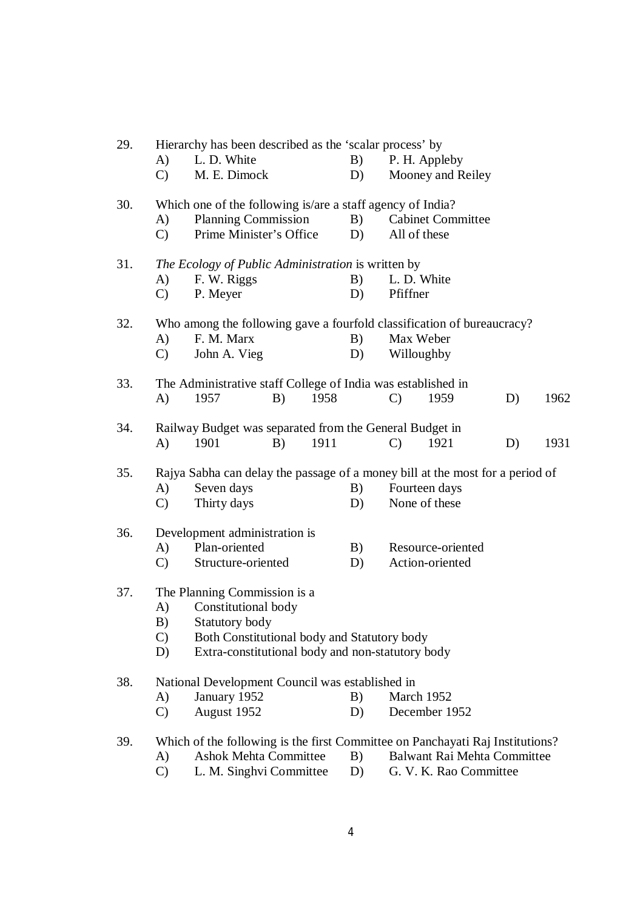29. Hierarchy has been described as the 'scalar process' by
    - A) L. D. White
    - B) P. H. Appleby
    - C) M. E. Dimock
    - D) Mooney and Reiley

30. Which one of the following is/are a staff agency of India?
    - A) Planning Commission
    - B) Cabinet Committee
    - C) Prime Minister's Office
    - D) All of these

31. *The Ecology of Public Administration* is written by
    - A) F. W. Riggs
    - B) L. D. White
    - C) P. Meyer
    - D) Pfiffner

32. Who among the following gave a fourfold classification of bureaucracy?
    - A) F. M. Marx
    - B) Max Weber
    - C) John A. Vieg
    - D) Willoughby

33. The Administrative staff College of India was established in
    - A) 1957
    - B) 1958
    - C) 1959
    - D) 1962

34. Railway Budget was separated from the General Budget in
    - A) 1901
    - B) 1911
    - C) 1921
    - D) 1931

35. Rajya Sabha can delay the passage of a money bill at the most for a period of
    - A) Seven days
    - B) Fourteen days
    - C) Thirty days
    - D) None of these

36. Development administration is
    - A) Plan-oriented
    - B) Resource-oriented
    - C) Structure-oriented
    - D) Action-oriented

37. The Planning Commission is a
    - A) Constitutional body
    - B) Statutory body
    - C) Both Constitutional body and Statutory body
    - D) Extra-constitutional body and non-statutory body

38. National Development Council was established in
    - A) January 1952
    - B) March 1952
    - C) August 1952
    - D) December 1952

39. Which of the following is the first Committee on Panchayati Raj Institutions?
    - A) Ashok Mehta Committee
    - B) Balwant Rai Mehta Committee
    - C) L. M. Singhvi Committee
    - D) G. V. K. Rao Committee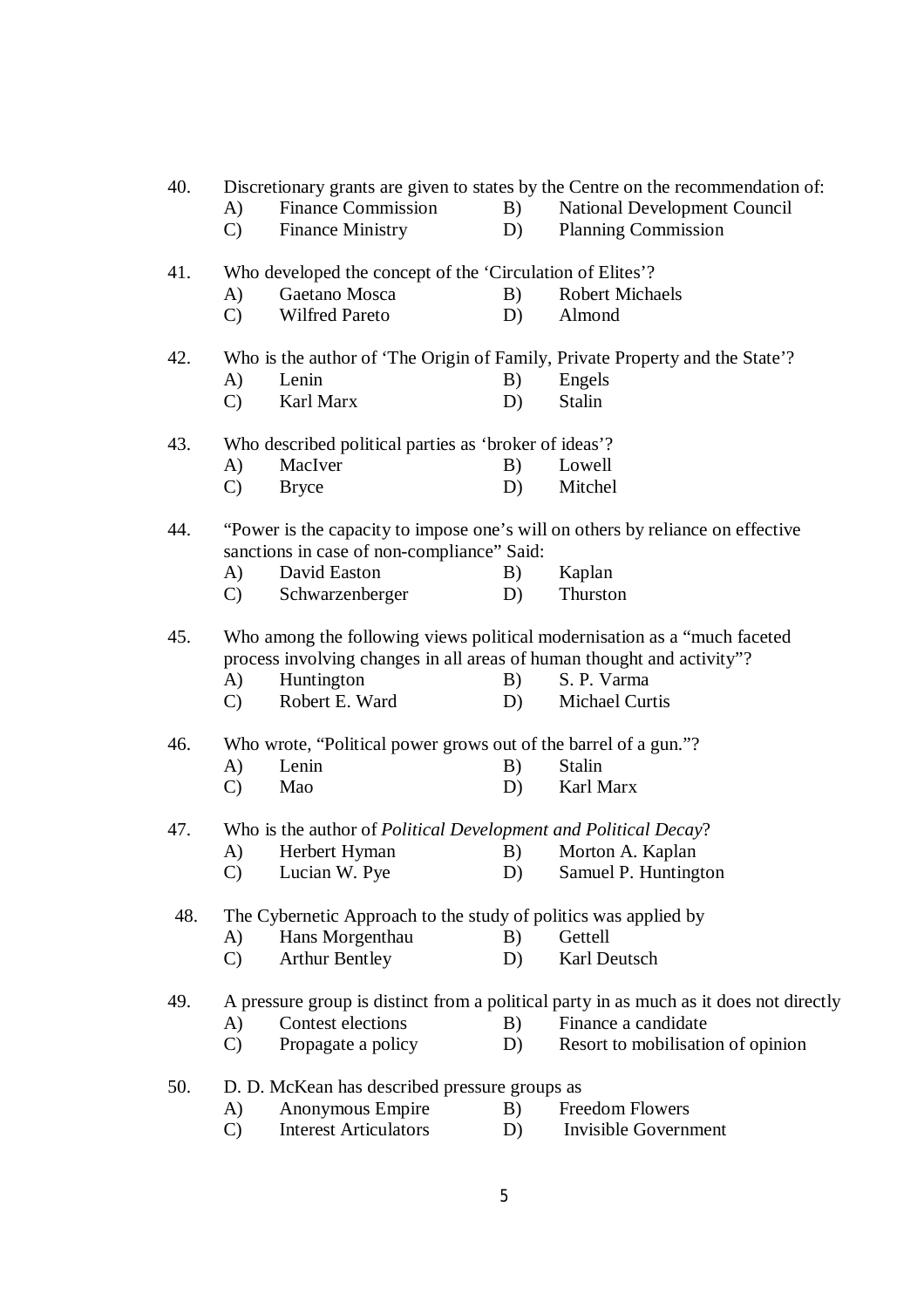40. Discretionary grants are given to states by the Centre on the recommendation of:
    A) Finance Commission  B) National Development Council
    C) Finance Ministry  D) Planning Commission

41. Who developed the concept of the 'Circulation of Elites'?
    A) Gaetano Mosca  B) Robert Michaels
    C) Wilfred Pareto  D) Almond

42. Who is the author of 'The Origin of Family, Private Property and the State'?
    A) Lenin  B) Engels
    C) Karl Marx  D) Stalin

43. Who described political parties as 'broker of ideas'?
    A) MacIver  B) Lowell
    C) Bryce  D) Mitchel

44. "Power is the capacity to impose one's will on others by reliance on effective sanctions in case of non-compliance" Said:
    A) David Easton  B) Kaplan
    C) Schwarzenberger  D) Thurston

45. Who among the following views political modernisation as a "much faceted process involving changes in all areas of human thought and activity"?
    A) Huntington  B) S. P. Varma
    C) Robert E. Ward  D) Michael Curtis

46. Who wrote, "Political power grows out of the barrel of a gun."?
    A) Lenin  B) Stalin
    C) Mao  D) Karl Marx

47. Who is the author of *Political Development and Political Decay*?
    A) Herbert Hyman  B) Morton A. Kaplan
    C) Lucian W. Pye  D) Samuel P. Huntington

48. The Cybernetic Approach to the study of politics was applied by
    A) Hans Morgenthau  B) Gettell
    C) Arthur Bentley  D) Karl Deutsch

49. A pressure group is distinct from a political party in as much as it does not directly
    A) Contest elections  B) Finance a candidate
    C) Propagate a policy  D) Resort to mobilisation of opinion

50. D. D. McKean has described pressure groups as
    A) Anonymous Empire  B) Freedom Flowers
    C) Interest Articulators  D) Invisible Government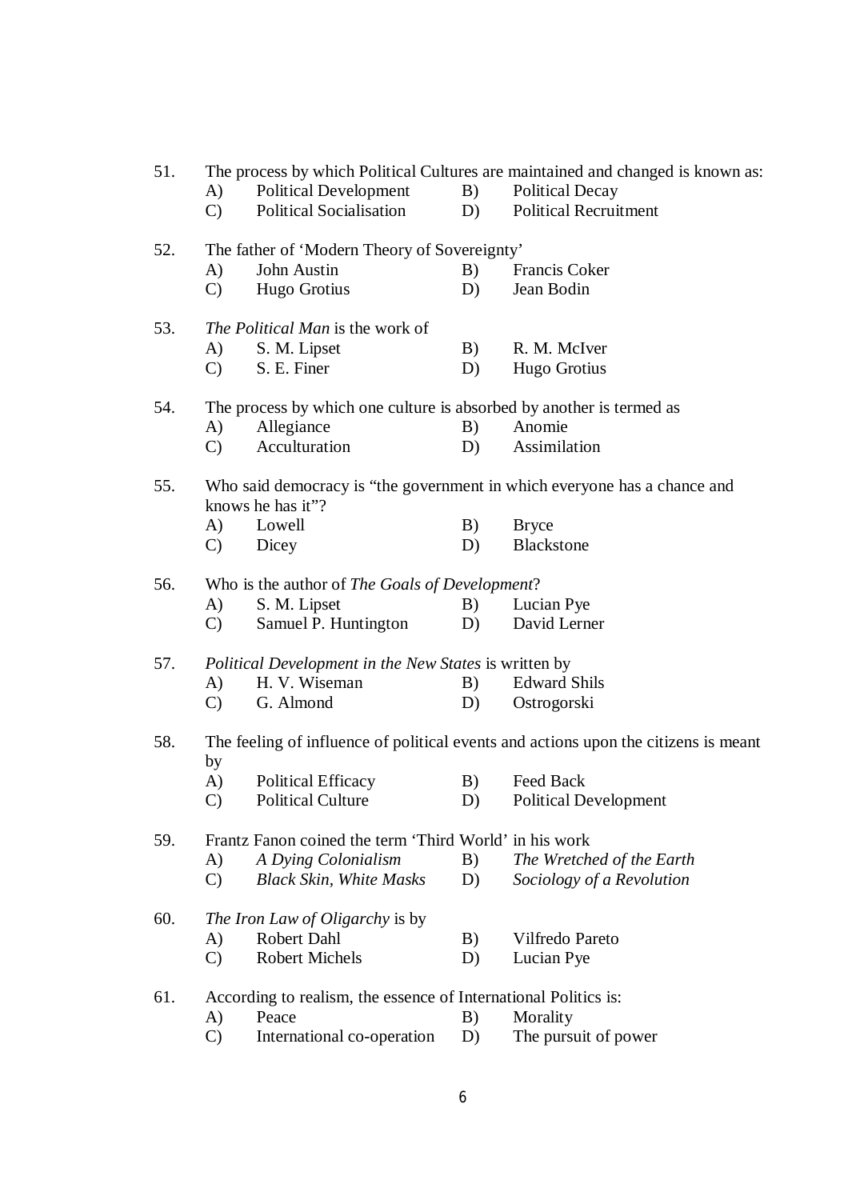51. The process by which Political Cultures are maintained and changed is known as:
   A) Political Development B) Political Decay
   C) Political Socialisation D) Political Recruitment

52. The father of 'Modern Theory of Sovereignty'
   A) John Austin B) Francis Coker
   C) Hugo Grotius D) Jean Bodin

53. *The Political Man* is the work of
   A) S. M. Lipset B) R. M. McIver
   C) S. E. Finer D) Hugo Grotius

54. The process by which one culture is absorbed by another is termed as
   A) Allegiance B) Anomie
   C) Acculturation D) Assimilation

55. Who said democracy is "the government in which everyone has a chance and knows he has it"?
   A) Lowell B) Bryce
   C) Dicey D) Blackstone

56. Who is the author of *The Goals of Development*?
   A) S. M. Lipset B) Lucian Pye
   C) Samuel P. Huntington D) David Lerner

57. *Political Development in the New States* is written by
   A) H. V. Wiseman B) Edward Shils
   C) G. Almond D) Ostrogorski

58. The feeling of influence of political events and actions upon the citizens is meant by
   A) Political Efficacy B) Feed Back
   C) Political Culture D) Political Development

59. Frantz Fanon coined the term 'Third World' in his work
   A) *A Dying Colonialism* B) *The Wretched of the Earth*
   C) *Black Skin, White Masks* D) *Sociology of a Revolution*

60. *The Iron Law of Oligarchy* is by
   A) Robert Dahl B) Vilfredo Pareto
   C) Robert Michels D) Lucian Pye

61. According to realism, the essence of International Politics is:
   A) Peace B) Morality
   C) International co-operation D) The pursuit of power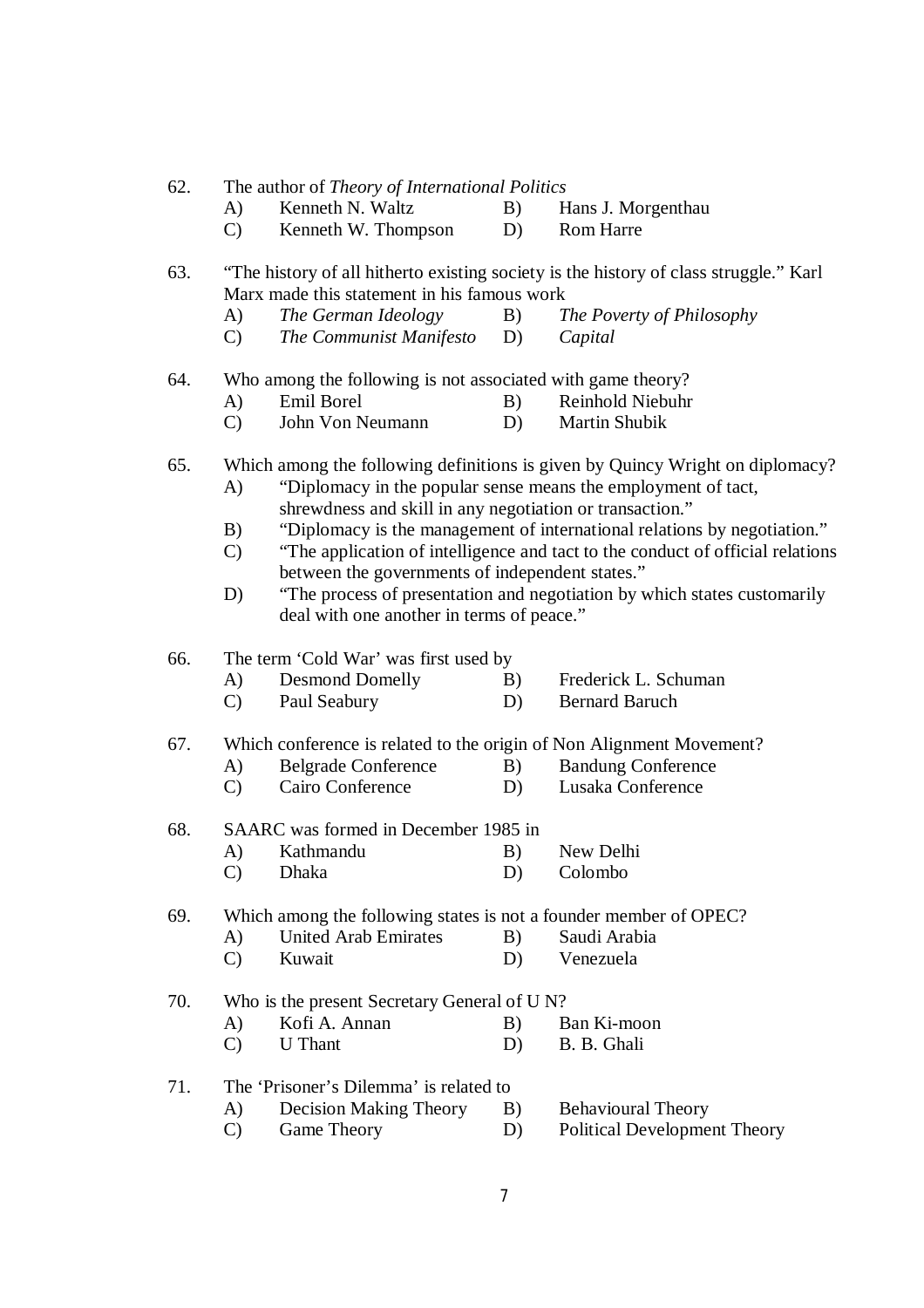62. The author of *Theory of International Politics*
   A) Kenneth N. Waltz  B) Hans J. Morgenthau
   C) Kenneth W. Thompson  D) Rom Harre

63. "The history of all hitherto existing society is the history of class struggle." Karl Marx made this statement in his famous work
   A) *The German Ideology*  B) *The Poverty of Philosophy*
   C) *The Communist Manifesto*  D) *Capital*

64. Who among the following is not associated with game theory?
   A) Emil Borel  B) Reinhold Niebuhr
   C) John Von Neumann  D) Martin Shubik

65. Which among the following definitions is given by Quincy Wright on diplomacy?
   A) "Diplomacy in the popular sense means the employment of tact, shrewdness and skill in any negotiation or transaction."
   B) "Diplomacy is the management of international relations by negotiation."
   C) "The application of intelligence and tact to the conduct of official relations between the governments of independent states."
   D) "The process of presentation and negotiation by which states customarily deal with one another in terms of peace."

66. The term 'Cold War' was first used by
   A) Desmond Domelly  B) Frederick L. Schuman
   C) Paul Seabury  D) Bernard Baruch

67. Which conference is related to the origin of Non Alignment Movement?
   A) Belgrade Conference  B) Bandung Conference
   C) Cairo Conference  D) Lusaka Conference

68. SAARC was formed in December 1985 in
   A) Kathmandu  B) New Delhi
   C) Dhaka  D) Colombo

69. Which among the following states is not a founder member of OPEC?
   A) United Arab Emirates  B) Saudi Arabia
   C) Kuwait  D) Venezuela

70. Who is the present Secretary General of U N?
   A) Kofi A. Annan  B) Ban Ki-moon
   C) U Thant  D) B. B. Ghali

71. The 'Prisoner's Dilemma' is related to
   A) Decision Making Theory  B) Behavioural Theory
   C) Game Theory  D) Political Development Theory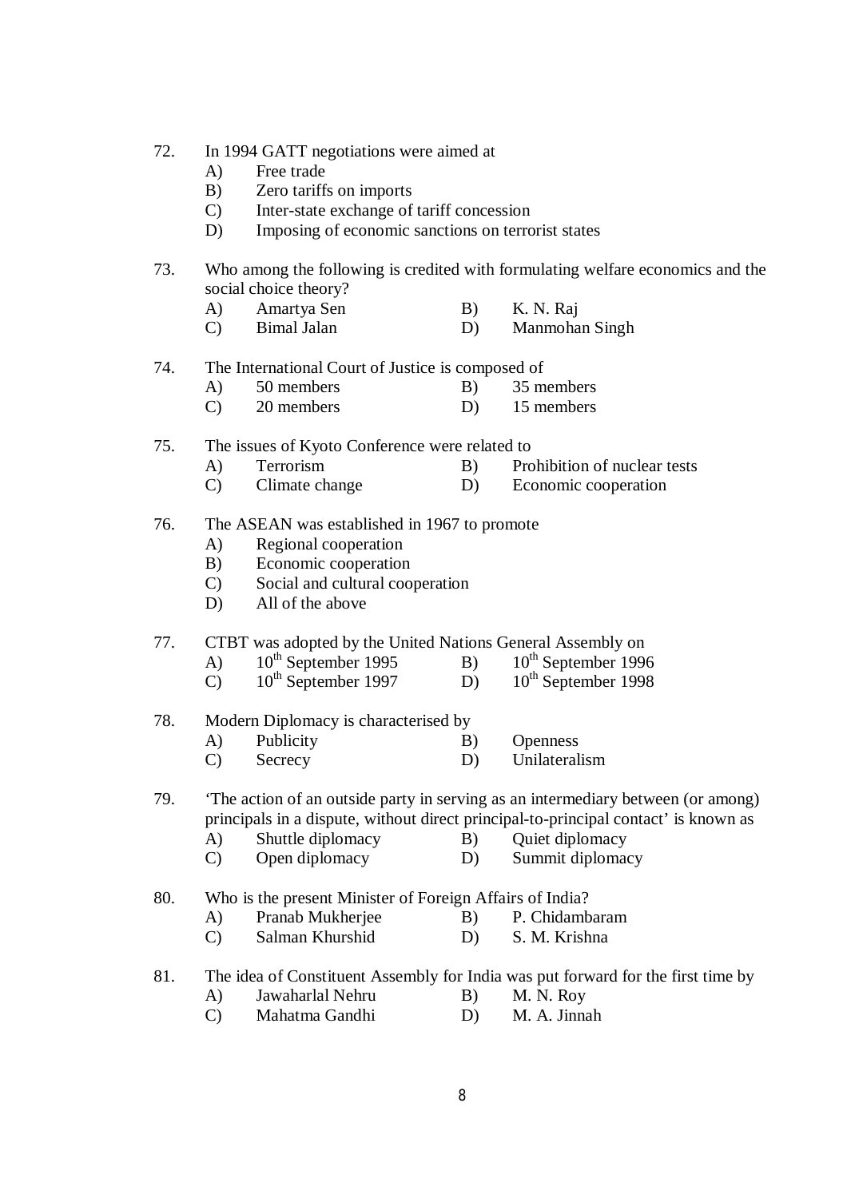72. In 1994 GATT negotiations were aimed at
    - A) Free trade
    - B) Zero tariffs on imports
    - C) Inter-state exchange of tariff concession
    - D) Imposing of economic sanctions on terrorist states

73. Who among the following is credited with formulating welfare economics and the social choice theory?
    - A) Amartya Sen
    - B) K. N. Raj
    - C) Bimal Jalan
    - D) Manmohan Singh

74. The International Court of Justice is composed of
    - A) 50 members
    - B) 35 members
    - C) 20 members
    - D) 15 members

75. The issues of Kyoto Conference were related to
    - A) Terrorism
    - B) Prohibition of nuclear tests
    - C) Climate change
    - D) Economic cooperation

76. The ASEAN was established in 1967 to promote
    - A) Regional cooperation
    - B) Economic cooperation
    - C) Social and cultural cooperation
    - D) All of the above

77. CTBT was adopted by the United Nations General Assembly on
    - A) 10th September 1995
    - B) 10th September 1996
    - C) 10th September 1997
    - D) 10th September 1998

78. Modern Diplomacy is characterised by
    - A) Publicity
    - B) Openness
    - C) Secrecy
    - D) Unilateralism

79. 'The action of an outside party in serving as an intermediary between (or among) principals in a dispute, without direct principal-to-principal contact' is known as
    - A) Shuttle diplomacy
    - B) Quiet diplomacy
    - C) Open diplomacy
    - D) Summit diplomacy

80. Who is the present Minister of Foreign Affairs of India?
    - A) Pranab Mukherjee
    - B) P. Chidambaram
    - C) Salman Khurshid
    - D) S. M. Krishna

81. The idea of Constituent Assembly for India was put forward for the first time by
    - A) Jawaharlal Nehru
    - B) M. N. Roy
    - C) Mahatma Gandhi
    - D) M. A. Jinnah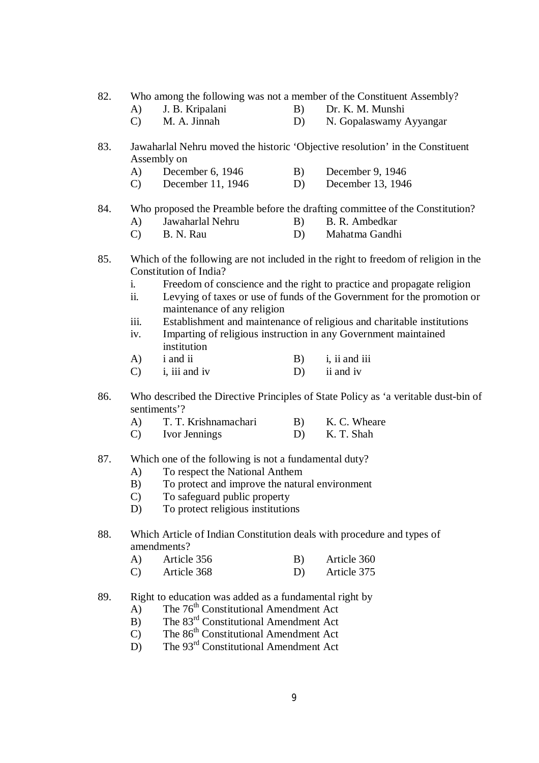82. Who among the following was not a member of the Constituent Assembly?

A) J. B. Kripalani  B) Dr. K. M. Munshi
C) M. A. Jinnah  D) N. Gopalaswamy Ayyangar

83. Jawaharlal Nehru moved the historic 'Objective resolution' in the Constituent Assembly on

A) December 6, 1946  B) December 9, 1946
C) December 11, 1946  D) December 13, 1946

84. Who proposed the Preamble before the drafting committee of the Constitution?

A) Jawaharlal Nehru  B) B. R. Ambedkar
C) B. N. Rau  D) Mahatma Gandhi

85. Which of the following are not included in the right to freedom of religion in the Constitution of India?

i. Freedom of conscience and the right to practice and propagate religion
ii. Levying of taxes or use of funds of the Government for the promotion or maintenance of any religion
iii. Establishment and maintenance of religious and charitable institutions
iv. Imparting of religious instruction in any Government maintained institution

A) i and ii  B) i, ii and iii
C) i, iii and iv  D) ii and iv

86. Who described the Directive Principles of State Policy as 'a veritable dust-bin of sentiments'?

A) T. T. Krishnamachari  B) K. C. Wheare
C) Ivor Jennings  D) K. T. Shah

87. Which one of the following is not a fundamental duty?

A) To respect the National Anthem
B) To protect and improve the natural environment
C) To safeguard public property
D) To protect religious institutions

88. Which Article of Indian Constitution deals with procedure and types of amendments?

A) Article 356  B) Article 360
C) Article 368  D) Article 375

89. Right to education was added as a fundamental right by

A) The 76th Constitutional Amendment Act
B) The 83rd Constitutional Amendment Act
C) The 86th Constitutional Amendment Act
D) The 93rd Constitutional Amendment Act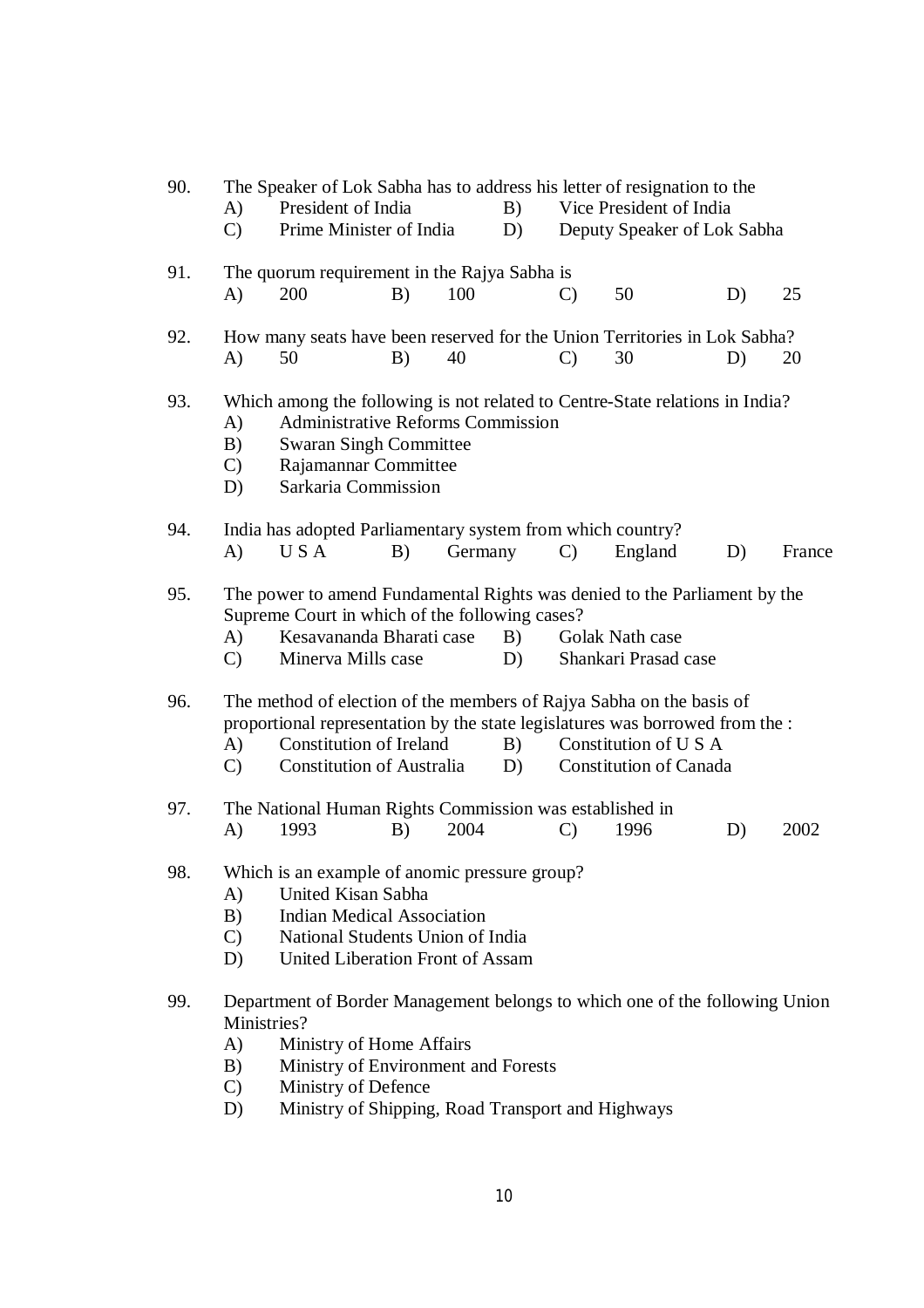90. The Speaker of Lok Sabha has to address his letter of resignation to the
    A) President of India
    B) Vice President of India
    C) Prime Minister of India
    D) Deputy Speaker of Lok Sabha

91. The quorum requirement in the Rajya Sabha is
    A) 200
    B) 100
    C) 50
    D) 25

92. How many seats have been reserved for the Union Territories in Lok Sabha?
    A) 50
    B) 40
    C) 30
    D) 20

93. Which among the following is not related to Centre-State relations in India?
    A) Administrative Reforms Commission
    B) Swaran Singh Committee
    C) Rajamannar Committee
    D) Sarkaria Commission

94. India has adopted Parliamentary system from which country?
    A) U S A
    B) Germany
    C) England
    D) France

95. The power to amend Fundamental Rights was denied to the Parliament by the Supreme Court in which of the following cases?
    A) Kesavananda Bharati case
    B) Golak Nath case
    C) Minerva Mills case
    D) Shankari Prasad case

96. The method of election of the members of Rajya Sabha on the basis of proportional representation by the state legislatures was borrowed from the :
    A) Constitution of Ireland
    B) Constitution of U S A
    C) Constitution of Australia
    D) Constitution of Canada

97. The National Human Rights Commission was established in
    A) 1993
    B) 2004
    C) 1996
    D) 2002

98. Which is an example of anomic pressure group?
    A) United Kisan Sabha
    B) Indian Medical Association
    C) National Students Union of India
    D) United Liberation Front of Assam

99. Department of Border Management belongs to which one of the following Union Ministries?
    A) Ministry of Home Affairs
    B) Ministry of Environment and Forests
    C) Ministry of Defence
    D) Ministry of Shipping, Road Transport and Highways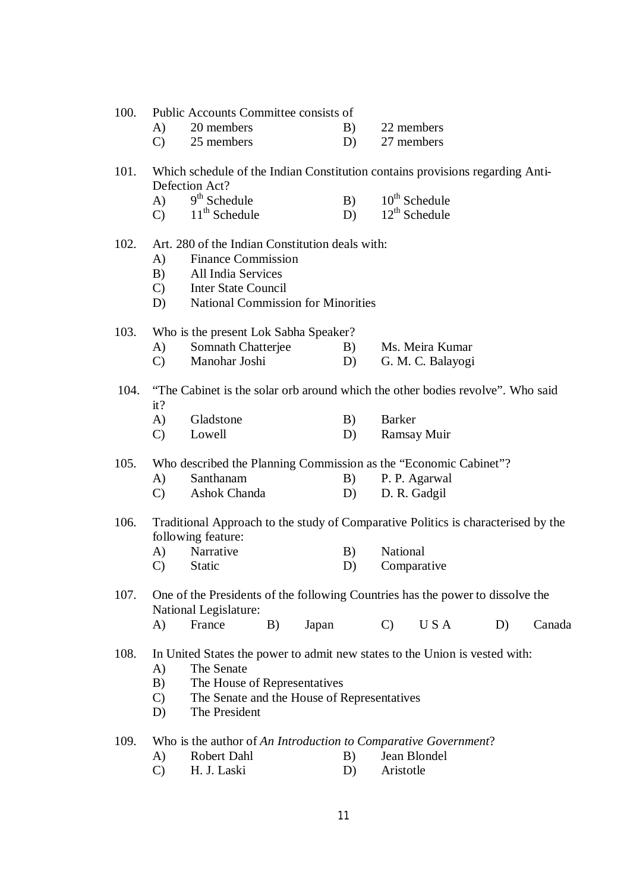100. Public Accounts Committee consists of

A) 20 members B) 22 members
C) 25 members D) 27 members

101. Which schedule of the Indian Constitution contains provisions regarding Anti-Defection Act?

A) $9^{th}$ Schedule B) $10^{th}$ Schedule
C) $11^{th}$ Schedule D) $12^{th}$ Schedule

102. Art. 280 of the Indian Constitution deals with:

A) Finance Commission
B) All India Services
C) Inter State Council
D) National Commission for Minorities

103. Who is the present Lok Sabha Speaker?

A) Somnath Chatterjee B) Ms. Meira Kumar
C) Manohar Joshi D) G. M. C. Balayogi

104. "The Cabinet is the solar orb around which the other bodies revolve". Who said it?

A) Gladstone B) Barker
C) Lowell D) Ramsay Muir

105. Who described the Planning Commission as the "Economic Cabinet"?

A) Santhanam B) P. P. Agarwal
C) Ashok Chanda D) D. R. Gadgil

106. Traditional Approach to the study of Comparative Politics is characterised by the following feature:

A) Narrative B) National
C) Static D) Comparative

107. One of the Presidents of the following Countries has the power to dissolve the National Legislature:

A) France B) Japan C) U S A D) Canada

108. In United States the power to admit new states to the Union is vested with:

A) The Senate
B) The House of Representatives
C) The Senate and the House of Representatives
D) The President

109. Who is the author of *An Introduction to Comparative Government*?

A) Robert Dahl B) Jean Blondel
C) H. J. Laski D) Aristotle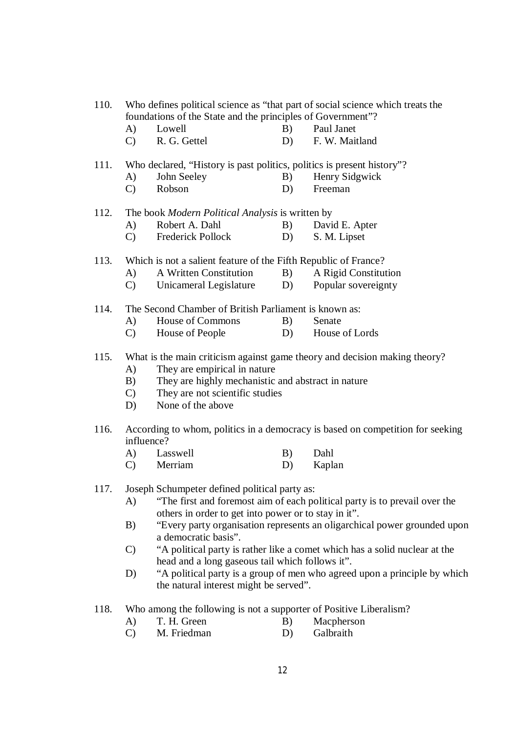110. Who defines political science as “that part of social science which treats the foundations of the State and the principles of Government”?
   - A) Lowell
   - B) Paul Janet
   - C) R. G. Gettel
   - D) F. W. Maitland

111. Who declared, “History is past politics, politics is present history”?
   - A) John Seeley
   - B) Henry Sidgwick
   - C) Robson
   - D) Freeman

112. The book *Modern Political Analysis* is written by
   - A) Robert A. Dahl
   - B) David E. Apter
   - C) Frederick Pollock
   - D) S. M. Lipset

113. Which is not a salient feature of the Fifth Republic of France?
   - A) A Written Constitution
   - B) A Rigid Constitution
   - C) Unicameral Legislature
   - D) Popular sovereignty

114. The Second Chamber of British Parliament is known as:
   - A) House of Commons
   - B) Senate
   - C) House of People
   - D) House of Lords

115. What is the main criticism against game theory and decision making theory?
   - A) They are empirical in nature
   - B) They are highly mechanistic and abstract in nature
   - C) They are not scientific studies
   - D) None of the above

116. According to whom, politics in a democracy is based on competition for seeking influence?
   - A) Lasswell
   - B) Dahl
   - C) Merriam
   - D) Kaplan

117. Joseph Schumpeter defined political party as:
   - A) “The first and foremost aim of each political party is to prevail over the others in order to get into power or to stay in it”.
   - B) “Every party organisation represents an oligarchical power grounded upon a democratic basis”.
   - C) “A political party is rather like a comet which has a solid nuclear at the head and a long gaseous tail which follows it”.
   - D) “A political party is a group of men who agreed upon a principle by which the natural interest might be served”.

118. Who among the following is not a supporter of Positive Liberalism?
   - A) T. H. Green
   - B) Macpherson
   - C) M. Friedman
   - D) Galbraith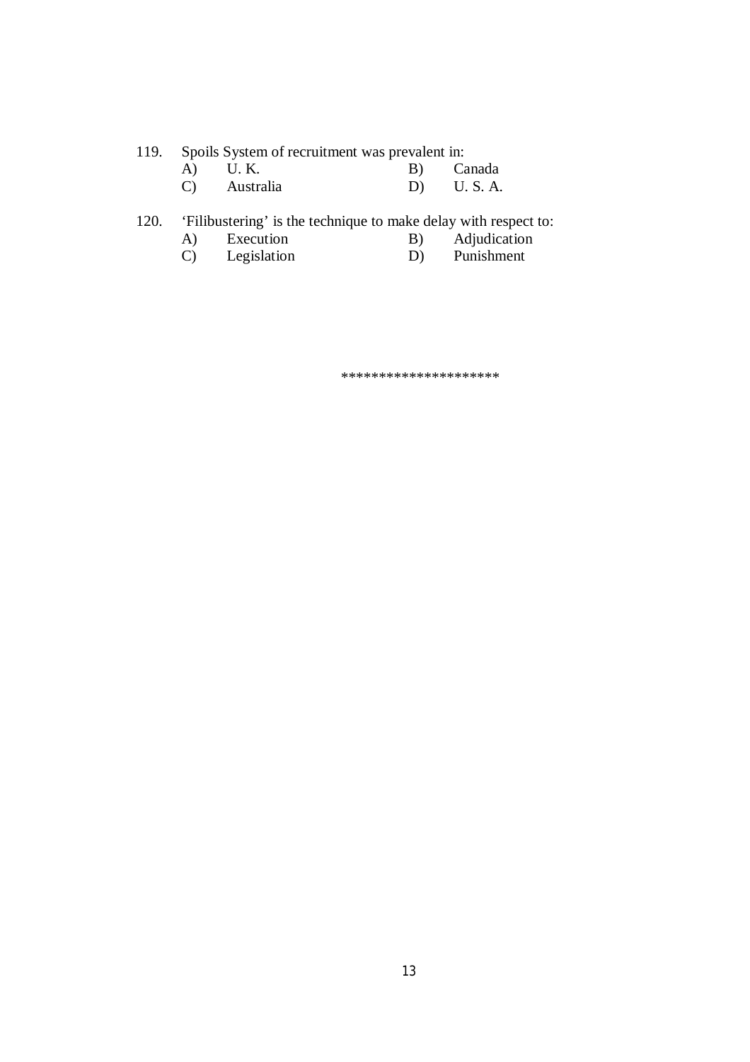119. Spoils System of recruitment was prevalent in:

A) U. K. B) Canada

C) Australia D) U. S. A.

120. 'Filibustering' is the technique to make delay with respect to:

A) Execution B) Adjudication

C) Legislation D) Punishment

********************